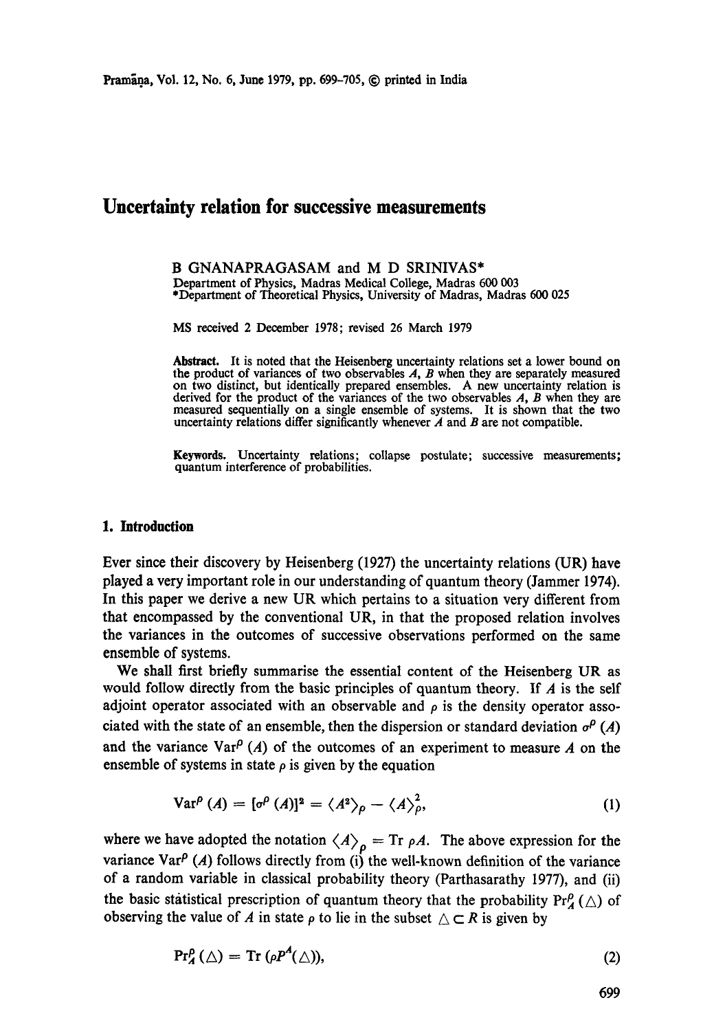# Uncertainty relation for successive measurements

B GNANAPRAGASAM and M D SRINIVAS*

Department of Physics, Madras Medical College, Madras 600 003

*Department of Theoretical Physics, University of Madras, Madras 600 025

MS received 2 December 1978; revised 26 March 1979

**Abstract.** It is noted that the Heisenberg uncertainty relations set a lower bound on the product of variances of two observables $A$, $B$ when they are separately measured on two distinct, but identically prepared ensembles. A new uncertainty relation is derived for the product of the variances of the two observables $A$, $B$ when they are measured sequentially on a single ensemble of systems. It is shown that the two uncertainty relations differ significantly whenever $A$ and $B$ are not compatible.

**Keywords.** Uncertainty relations; collapse postulate; successive measurements; quantum interference of probabilities.

## 1. Introduction

Ever since their discovery by Heisenberg (1927) the uncertainty relations (UR) have played a very important role in our understanding of quantum theory (Jammer 1974). In this paper we derive a new UR which pertains to a situation very different from that encompassed by the conventional UR, in that the proposed relation involves the variances in the outcomes of successive observations performed on the same ensemble of systems.

We shall first briefly summarise the essential content of the Heisenberg UR as would follow directly from the basic principles of quantum theory. If $A$ is the self adjoint operator associated with an observable and $\rho$ is the density operator associated with the state of an ensemble, then the dispersion or standard deviation $\sigma^{\rho}(A)$ and the variance $\text{Var}^{\rho}(A)$ of the outcomes of an experiment to measure $A$ on the ensemble of systems in state $\rho$ is given by the equation

$$\text{Var}^{\rho}(A) = [\sigma^{\rho}(A)]^2 = \langle A^2 \rangle_{\rho} - \langle A \rangle_{\rho}^2, \tag{1}$$

where we have adopted the notation $\langle A \rangle_{\rho} = \text{Tr}\, \rho A$. The above expression for the variance $\text{Var}^{\rho}(A)$ follows directly from (i) the well-known definition of the variance of a random variable in classical probability theory (Parthasarathy 1977), and (ii) the basic statistical prescription of quantum theory that the probability $\text{Pr}_A^{\rho}(\triangle)$ of observing the value of $A$ in state $\rho$ to lie in the subset $\triangle \subset R$ is given by

$$\text{Pr}_A^{\rho}(\triangle) = \text{Tr}\,(\rho P^A(\triangle)), \tag{2}$$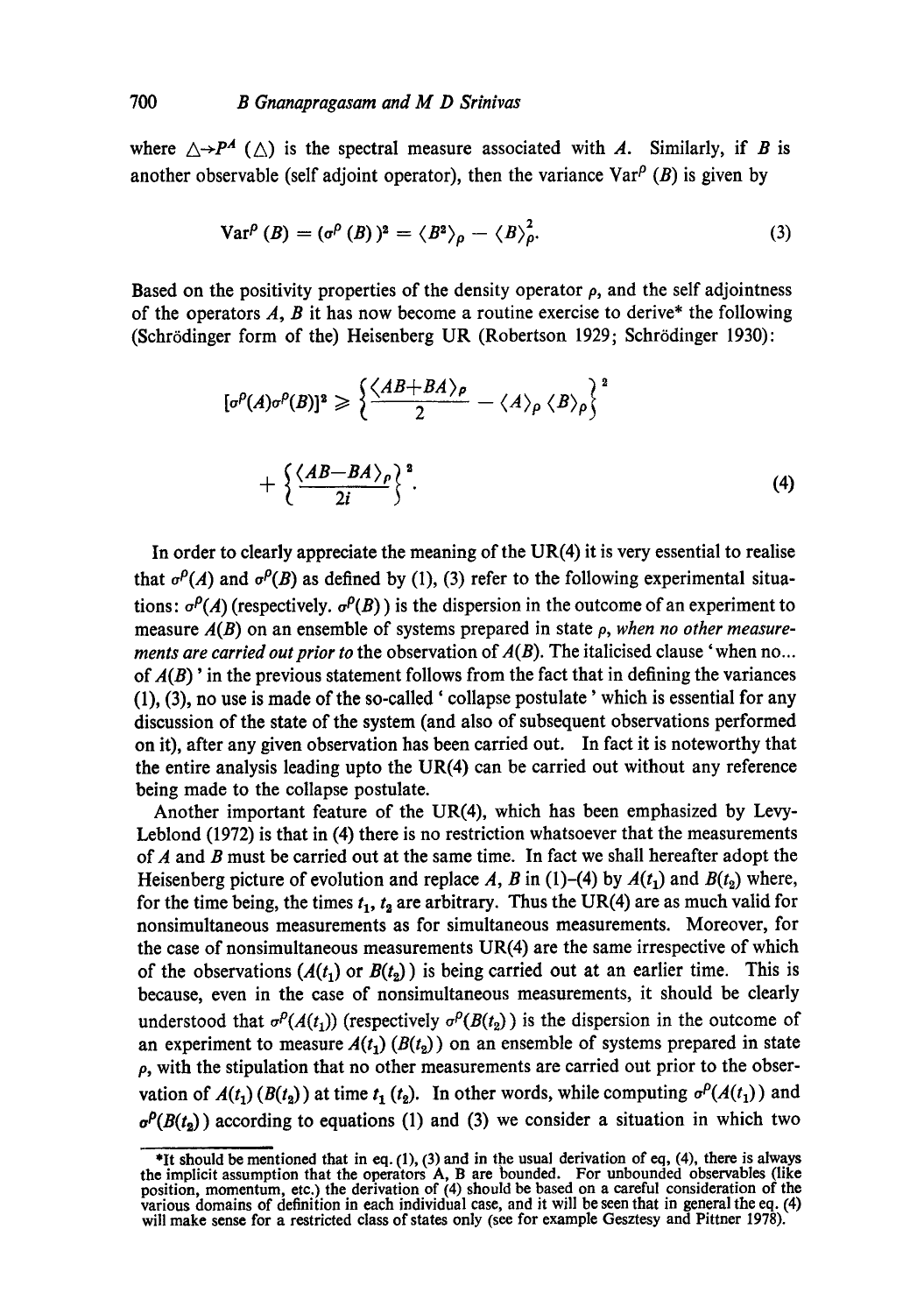where $\triangle \to P^A(\triangle)$ is the spectral measure associated with $A$. Similarly, if $B$ is another observable (self adjoint operator), then the variance $\text{Var}^\rho(B)$ is given by

$$\text{Var}^\rho(B) = (\sigma^\rho(B))^2 = \langle B^2 \rangle_\rho - \langle B \rangle_\rho^2. \tag{3}$$

Based on the positivity properties of the density operator $\rho$, and the self adjointness of the operators $A$, $B$ it has now become a routine exercise to derive* the following (Schrödinger form of the) Heisenberg UR (Robertson 1929; Schrödinger 1930):

$$[\sigma^\rho(A)\sigma^\rho(B)]^2 \geqslant \left\{ \frac{\langle AB+BA \rangle_\rho}{2} - \langle A \rangle_\rho \langle B \rangle_\rho \right\}^2$$

$$+ \left\{ \frac{\langle AB-BA \rangle_\rho}{2i} \right\}^2. \tag{4}$$

In order to clearly appreciate the meaning of the UR(4) it is very essential to realise that $\sigma^\rho(A)$ and $\sigma^\rho(B)$ as defined by (1), (3) refer to the following experimental situations: $\sigma^\rho(A)$ (respectively. $\sigma^\rho(B)$) is the dispersion in the outcome of an experiment to measure $A(B)$ on an ensemble of systems prepared in state $\rho$, *when no other measurements are carried out prior to* the observation of $A(B)$. The italicised clause 'when no... of $A(B)$' in the previous statement follows from the fact that in defining the variances (1), (3), no use is made of the so-called 'collapse postulate' which is essential for any discussion of the state of the system (and also of subsequent observations performed on it), after any given observation has been carried out. In fact it is noteworthy that the entire analysis leading upto the UR(4) can be carried out without any reference being made to the collapse postulate.

Another important feature of the UR(4), which has been emphasized by Levy-Leblond (1972) is that in (4) there is no restriction whatsoever that the measurements of $A$ and $B$ must be carried out at the same time. In fact we shall hereafter adopt the Heisenberg picture of evolution and replace $A$, $B$ in (1)–(4) by $A(t_1)$ and $B(t_2)$ where, for the time being, the times $t_1$, $t_2$ are arbitrary. Thus the UR(4) are as much valid for nonsimultaneous measurements as for simultaneous measurements. Moreover, for the case of nonsimultaneous measurements UR(4) are the same irrespective of which of the observations ($A(t_1)$ or $B(t_2)$) is being carried out at an earlier time. This is because, even in the case of nonsimultaneous measurements, it should be clearly understood that $\sigma^\rho(A(t_1))$ (respectively $\sigma^\rho(B(t_2))$) is the dispersion in the outcome of an experiment to measure $A(t_1)$ ($B(t_2)$) on an ensemble of systems prepared in state $\rho$, with the stipulation that no other measurements are carried out prior to the observation of $A(t_1)$ ($B(t_2)$) at time $t_1$ ($t_2$). In other words, while computing $\sigma^\rho(A(t_1))$ and $\sigma^\rho(B(t_2))$ according to equations (1) and (3) we consider a situation in which two

*It should be mentioned that in eq. (1), (3) and in the usual derivation of eq, (4), there is always the implicit assumption that the operators A, B are bounded. For unbounded observables (like position, momentum, etc.) the derivation of (4) should be based on a careful consideration of the various domains of definition in each individual case, and it will be seen that in general the eq. (4) will make sense for a restricted class of states only (see for example Gesztesy and Pittner 1978).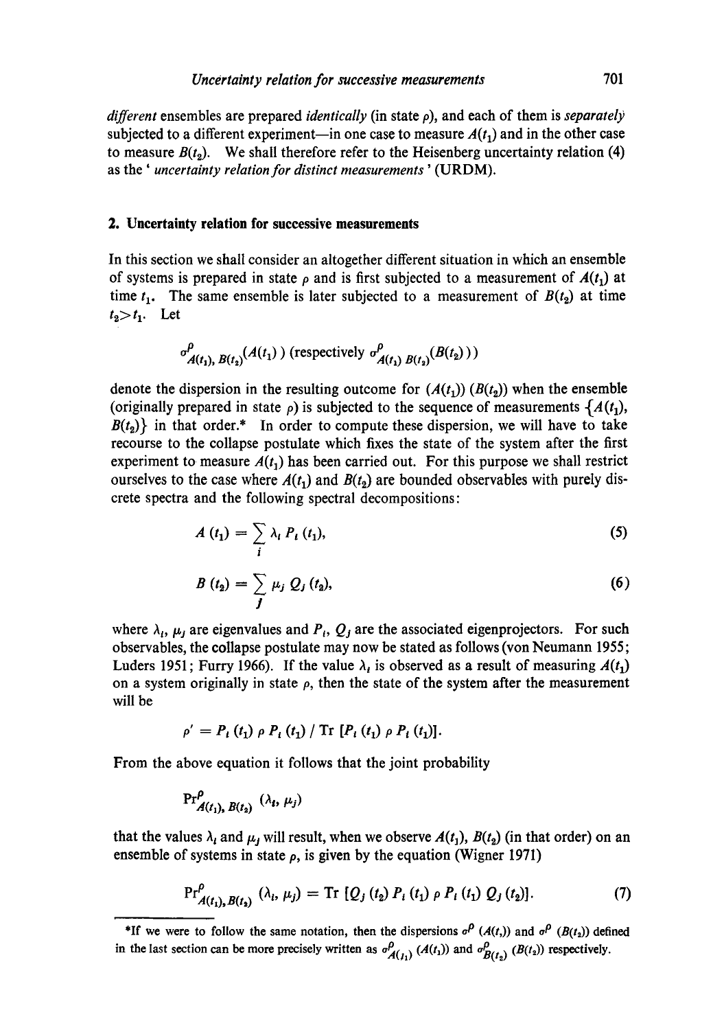*different* ensembles are prepared *identically* (in state $\rho$), and each of them is *separately* subjected to a different experiment—in one case to measure $A(t_1)$ and in the other case to measure $B(t_2)$. We shall therefore refer to the Heisenberg uncertainty relation (4) as the '*uncertainty relation for distinct measurements*' (URDM).

## 2. Uncertainty relation for successive measurements

In this section we shall consider an altogether different situation in which an ensemble of systems is prepared in state $\rho$ and is first subjected to a measurement of $A(t_1)$ at time $t_1$. The same ensemble is later subjected to a measurement of $B(t_2)$ at time $t_2 > t_1$. Let

$$\sigma^{\rho}_{A(t_1),\, B(t_2)}(A(t_1)) \text{ (respectively } \sigma^{\rho}_{A(t_1)\, B(t_2)}(B(t_2)))$$

denote the dispersion in the resulting outcome for $(A(t_1))$ $(B(t_2))$ when the ensemble (originally prepared in state $\rho$) is subjected to the sequence of measurements $\{A(t_1), B(t_2)\}$ in that order.* In order to compute these dispersion, we will have to take recourse to the collapse postulate which fixes the state of the system after the first experiment to measure $A(t_1)$ has been carried out. For this purpose we shall restrict ourselves to the case where $A(t_1)$ and $B(t_2)$ are bounded observables with purely discrete spectra and the following spectral decompositions:

$$A(t_1) = \sum_i \lambda_i P_i(t_1), \tag{5}$$

$$B(t_2) = \sum_j \mu_j Q_j(t_2), \tag{6}$$

where $\lambda_i$, $\mu_j$ are eigenvalues and $P_i$, $Q_j$ are the associated eigenprojectors. For such observables, the collapse postulate may now be stated as follows (von Neumann 1955; Luders 1951; Furry 1966). If the value $\lambda_i$ is observed as a result of measuring $A(t_1)$ on a system originally in state $\rho$, then the state of the system after the measurement will be

$$\rho' = P_i(t_1)\, \rho\, P_i(t_1) \,/\, \mathrm{Tr}\, [P_i(t_1)\, \rho\, P_i(t_1)].$$

From the above equation it follows that the joint probability

$$\mathrm{Pr}^{\rho}_{A(t_1),\, B(t_2)}(\lambda_i, \mu_j)$$

that the values $\lambda_i$ and $\mu_j$ will result, when we observe $A(t_1)$, $B(t_2)$ (in that order) on an ensemble of systems in state $\rho$, is given by the equation (Wigner 1971)

$$\mathrm{Pr}^{\rho}_{A(t_1),B(t_2)}(\lambda_i, \mu_j) = \mathrm{Tr}\, [Q_j(t_2)\, P_i(t_1)\, \rho\, P_i(t_1)\, Q_j(t_2)]. \tag{7}$$

*If we were to follow the same notation, then the dispersions $\sigma^{\rho}(A(t_1))$ and $\sigma^{\rho}(B(t_2))$ defined in the last section can be more precisely written as $\sigma^{\rho}_{A(t_1)}(A(t_1))$ and $\sigma^{\rho}_{B(t_2)}(B(t_2))$ respectively.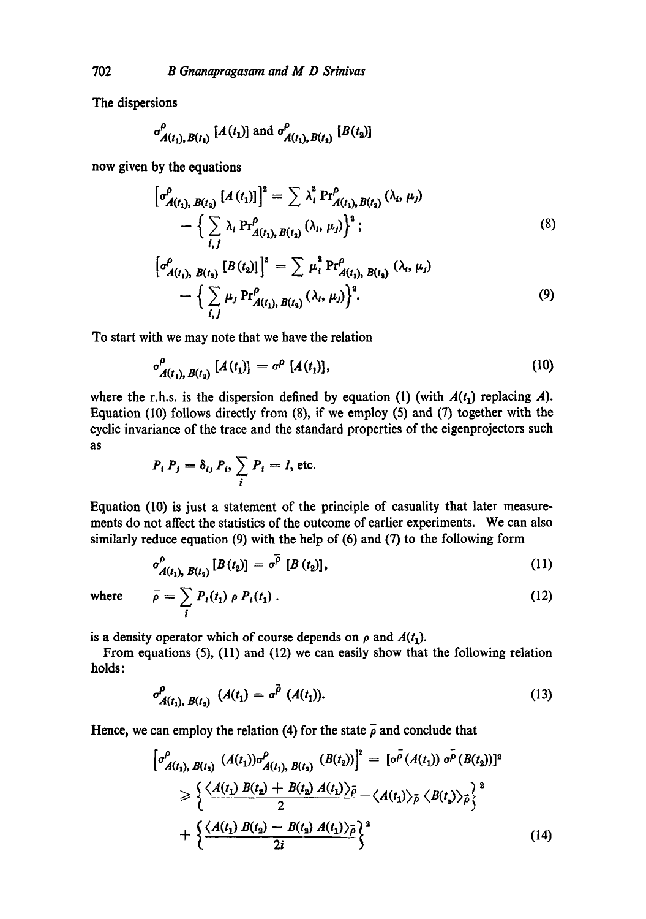The dispersions

$$\sigma^{\rho}_{A(t_1),B(t_2)}[A(t_1)] \text{ and } \sigma^{\rho}_{A(t_1),B(t_2)}[B(t_2)]$$

now given by the equations

$$\left[\sigma^{\rho}_{A(t_1),B(t_2)}[A(t_1)]\right]^2 = \sum \lambda_i^2 \Pr{}^{\rho}_{A(t_1),B(t_2)}(\lambda_i, \mu_j) - \left\{\sum_{i,j} \lambda_i \Pr{}^{\rho}_{A(t_1),B(t_2)}(\lambda_i, \mu_j)\right\}^2; \tag{8}$$

$$\left[\sigma^{\rho}_{A(t_1),B(t_2)}[B(t_2)]\right]^2 = \sum \mu_i^2 \Pr{}^{\rho}_{A(t_1),B(t_2)}(\lambda_i, \mu_j) - \left\{\sum_{i,j} \mu_j \Pr{}^{\rho}_{A(t_1),B(t_2)}(\lambda_i, \mu_j)\right\}^2. \tag{9}$$

To start with we may note that we have the relation

$$\sigma^{\rho}_{A(t_1),B(t_2)}[A(t_1)] = \sigma^{\rho}[A(t_1)], \tag{10}$$

where the r.h.s. is the dispersion defined by equation (1) (with $A(t_1)$ replacing $A$). Equation (10) follows directly from (8), if we employ (5) and (7) together with the cyclic invariance of the trace and the standard properties of the eigenprojectors such as

$$P_i P_j = \delta_{ij} P_i, \sum_i P_i = I, \text{ etc.}$$

Equation (10) is just a statement of the principle of casuality that later measurements do not affect the statistics of the outcome of earlier experiments. We can also similarly reduce equation (9) with the help of (6) and (7) to the following form

$$\sigma^{\rho}_{A(t_1),B(t_2)}[B(t_2)] = \sigma^{\bar{\rho}}[B(t_2)], \tag{11}$$

where $$\bar{\rho} = \sum_i P_i(t_1)\, \rho\, P_i(t_1). \tag{12}$$

is a density operator which of course depends on $\rho$ and $A(t_1)$.

From equations (5), (11) and (12) we can easily show that the following relation holds:

$$\sigma^{\rho}_{A(t_1),B(t_2)}(A(t_1)) = \sigma^{\bar{\rho}}(A(t_1)). \tag{13}$$

Hence, we can employ the relation (4) for the state $\bar{\rho}$ and conclude that

$$\begin{aligned}\left[\sigma^{\rho}_{A(t_1),B(t_2)}(A(t_1))\sigma^{\rho}_{A(t_1),B(t_2)}(B(t_2))\right]^2 &= [\sigma^{\bar{\rho}}(A(t_1))\,\sigma^{\bar{\rho}}(B(t_2))]^2 \\ &\geqslant \left\{\frac{\langle A(t_1)\,B(t_2) + B(t_2)\,A(t_1)\rangle_{\bar{\rho}}}{2} - \langle A(t_1)\rangle_{\bar{\rho}}\,\langle B(t_2)\rangle_{\bar{\rho}}\right\}^2 \\ &\quad + \left\{\frac{\langle A(t_1)\,B(t_2) - B(t_2)\,A(t_1)\rangle_{\bar{\rho}}}{2i}\right\}^2\end{aligned} \tag{14}$$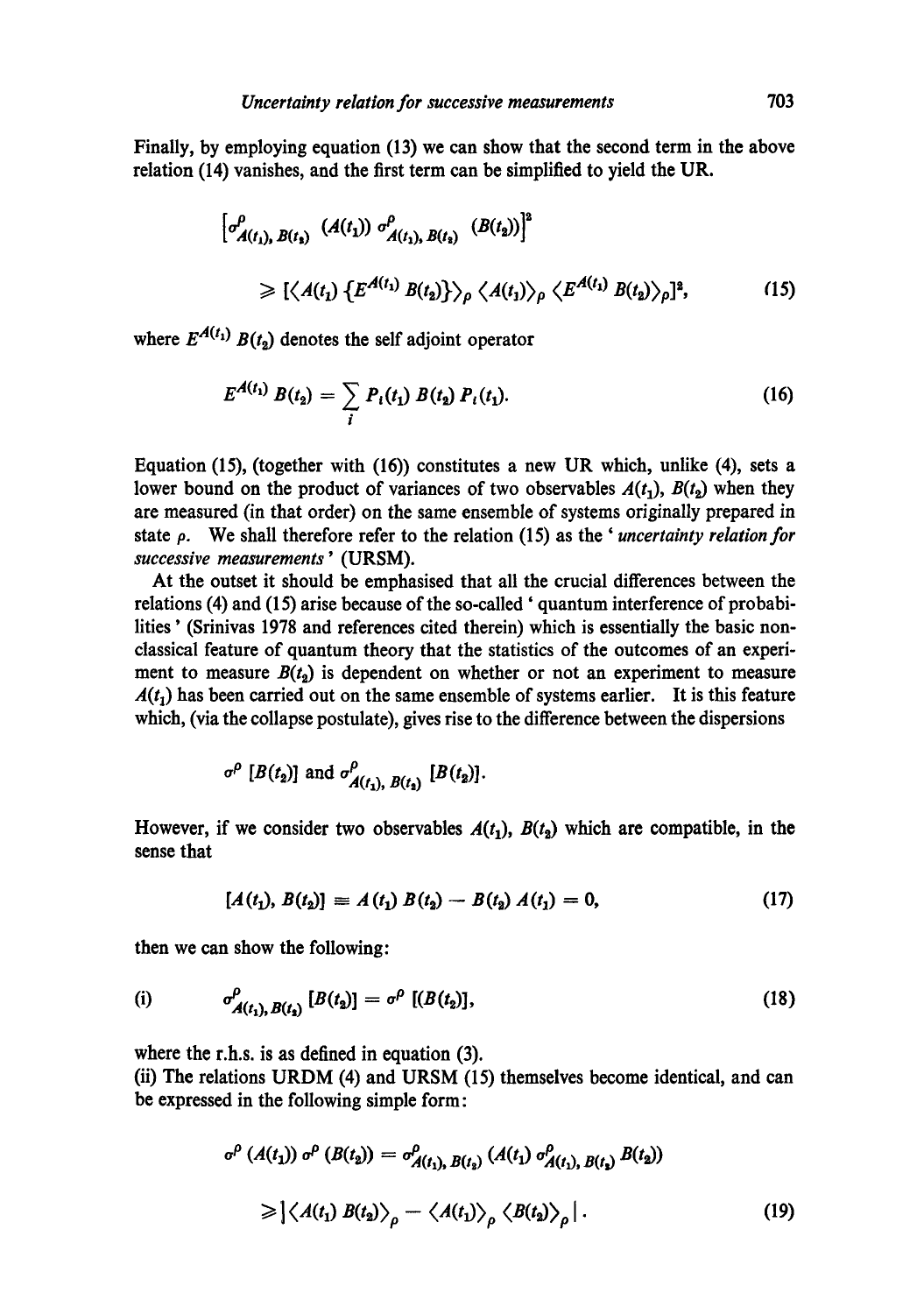Finally, by employing equation (13) we can show that the second term in the above relation (14) vanishes, and the first term can be simplified to yield the UR.

$$\left[\sigma^{\rho}_{A(t_1),\, B(t_2)}\, (A(t_1))\, \sigma^{\rho}_{A(t_1),\, B(t_2)}\, (B(t_2))\right]^2$$

$$\geqslant [\langle A(t_1)\, \{E^{A(t_1)}\, B(t_2)\}\rangle_\rho\, \langle A(t_1)\rangle_\rho\, \langle E^{A(t_1)}\, B(t_2)\rangle_\rho]^2, \qquad (15)$$

where $E^{A(t_1)}\, B(t_2)$ denotes the self adjoint operator

$$E^{A(t_1)}\, B(t_2) = \sum_i P_i(t_1)\, B(t_2)\, P_i(t_1). \qquad (16)$$

Equation (15), (together with (16)) constitutes a new UR which, unlike (4), sets a lower bound on the product of variances of two observables $A(t_1)$, $B(t_2)$ when they are measured (in that order) on the same ensemble of systems originally prepared in state $\rho$. We shall therefore refer to the relation (15) as the '*uncertainty relation for successive measurements*' (URSM).

At the outset it should be emphasised that all the crucial differences between the relations (4) and (15) arise because of the so-called 'quantum interference of probabilities' (Srinivas 1978 and references cited therein) which is essentially the basic non-classical feature of quantum theory that the statistics of the outcomes of an experiment to measure $B(t_2)$ is dependent on whether or not an experiment to measure $A(t_1)$ has been carried out on the same ensemble of systems earlier. It is this feature which, (via the collapse postulate), gives rise to the difference between the dispersions

$$\sigma^{\rho}\, [B(t_2)] \text{ and } \sigma^{\rho}_{A(t_1),\, B(t_2)}\, [B(t_2)].$$

However, if we consider two observables $A(t_1)$, $B(t_2)$ which are compatible, in the sense that

$$[A(t_1),\, B(t_2)] \equiv A(t_1)\, B(t_2) - B(t_2)\, A(t_1) = 0, \qquad (17)$$

then we can show the following:

(i) $$\sigma^{\rho}_{A(t_1),\, B(t_2)}\, [B(t_2)] = \sigma^{\rho}\, [(B(t_2)], \qquad (18)$$

where the r.h.s. is as defined in equation (3).

(ii) The relations URDM (4) and URSM (15) themselves become identical, and can be expressed in the following simple form:

$$\sigma^{\rho}\, (A(t_1))\, \sigma^{\rho}\, (B(t_2)) = \sigma^{\rho}_{A(t_1),\, B(t_2)}\, (A(t_1)\, \sigma^{\rho}_{A(t_1),\, B(t_2)}\, B(t_2))$$

$$\geqslant |\langle A(t_1)\, B(t_2)\rangle_\rho - \langle A(t_1)\rangle_\rho\, \langle B(t_2)\rangle_\rho|. \qquad (19)$$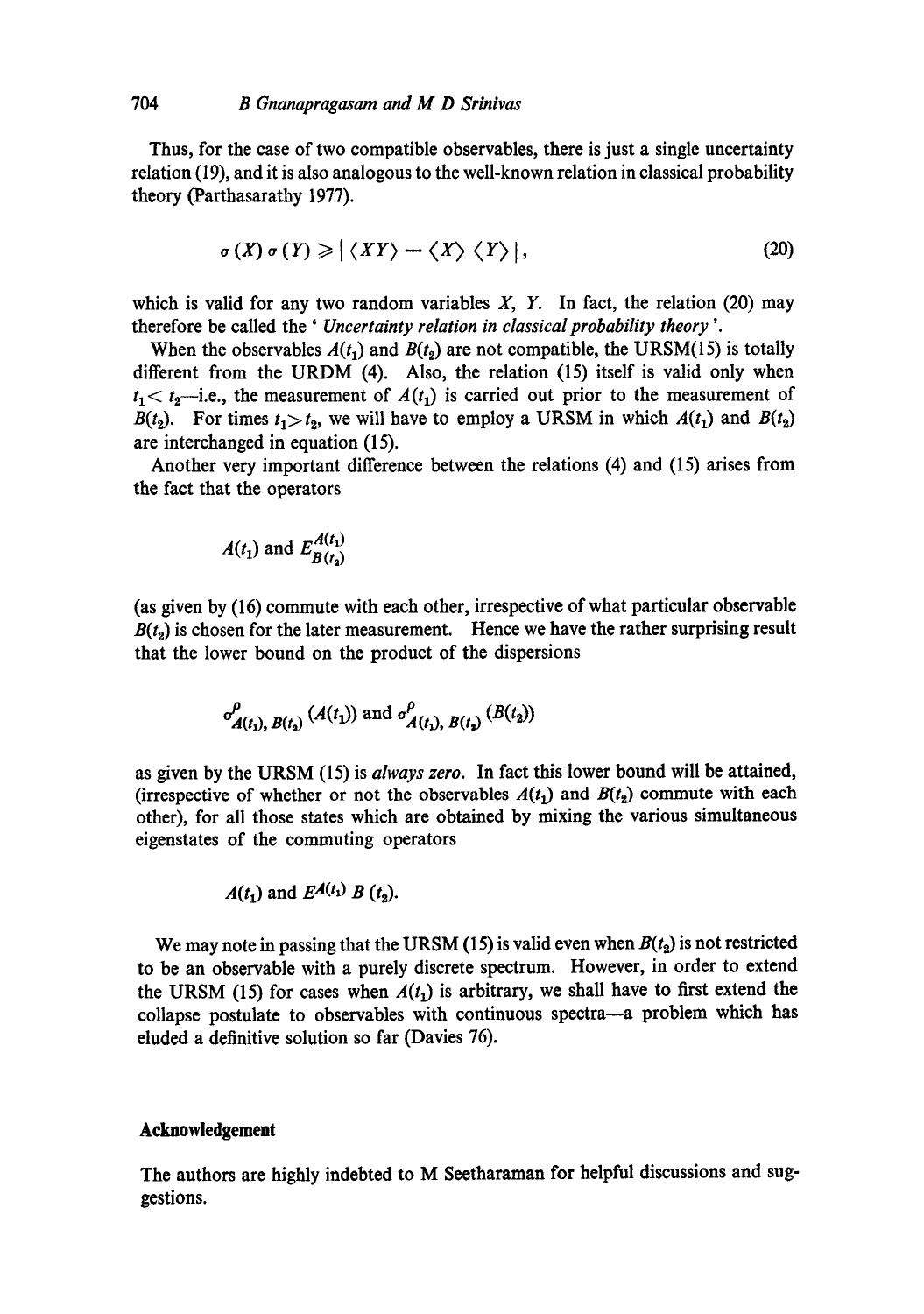Thus, for the case of two compatible observables, there is just a single uncertainty relation (19), and it is also analogous to the well-known relation in classical probability theory (Parthasarathy 1977).

$$\sigma(X)\,\sigma(Y) \geqslant |\langle XY\rangle - \langle X\rangle\langle Y\rangle|, \tag{20}$$

which is valid for any two random variables $X$, $Y$. In fact, the relation (20) may therefore be called the '*Uncertainty relation in classical probability theory*'.

When the observables $A(t_1)$ and $B(t_2)$ are not compatible, the URSM(15) is totally different from the URDM (4). Also, the relation (15) itself is valid only when $t_1 < t_2$—i.e., the measurement of $A(t_1)$ is carried out prior to the measurement of $B(t_2)$. For times $t_1 > t_2$, we will have to employ a URSM in which $A(t_1)$ and $B(t_2)$ are interchanged in equation (15).

Another very important difference between the relations (4) and (15) arises from the fact that the operators

$$A(t_1) \text{ and } E^{A(t_1)}_{B(t_2)}$$

(as given by (16) commute with each other, irrespective of what particular observable $B(t_2)$ is chosen for the later measurement. Hence we have the rather surprising result that the lower bound on the product of the dispersions

$$\sigma^{\rho}_{A(t_1),\,B(t_2)}(A(t_1)) \text{ and } \sigma^{\rho}_{A(t_1),\,B(t_2)}(B(t_2))$$

as given by the URSM (15) is *always zero*. In fact this lower bound will be attained, (irrespective of whether or not the observables $A(t_1)$ and $B(t_2)$ commute with each other), for all those states which are obtained by mixing the various simultaneous eigenstates of the commuting operators

$$A(t_1) \text{ and } E^{A(t_1)}\,B\,(t_2).$$

We may note in passing that the URSM (15) is valid even when $B(t_2)$ is not restricted to be an observable with a purely discrete spectrum. However, in order to extend the URSM (15) for cases when $A(t_1)$ is arbitrary, we shall have to first extend the collapse postulate to observables with continuous spectra—a problem which has eluded a definitive solution so far (Davies 76).

## Acknowledgement

The authors are highly indebted to M Seetharaman for helpful discussions and suggestions.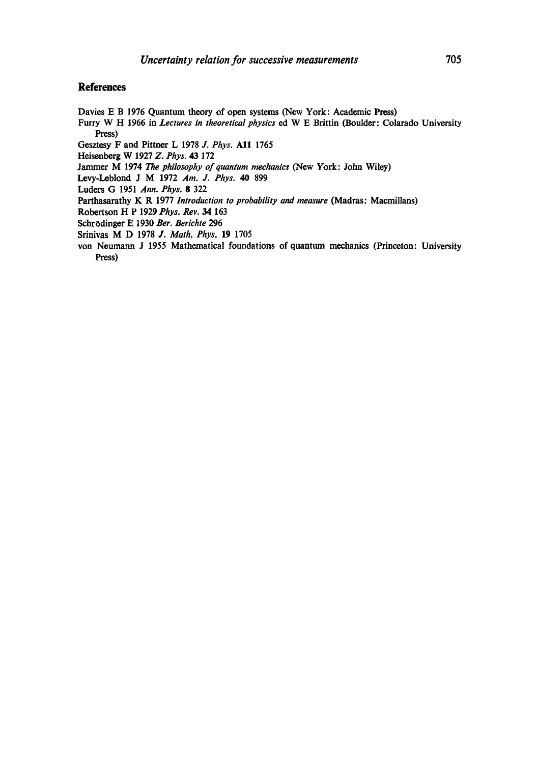## References

Davies E B 1976 Quantum theory of open systems (New York: Academic Press)

Furry W H 1966 in *Lectures in theoretical physics* ed W E Brittin (Boulder: Colarado University Press)

Gesztesy F and Pittner L 1978 *J. Phys.* **A11** 1765

Heisenberg W 1927 *Z. Phys.* **43** 172

Jammer M 1974 *The philosophy of quantum mechanics* (New York: John Wiley)

Levy-Leblond J M 1972 *Am. J. Phys.* **40** 899

Luders G 1951 *Ann. Phys.* **8** 322

Parthasarathy K R 1977 *Introduction to probability and measure* (Madras: Macmillans)

Robertson H P 1929 *Phys. Rev.* **34** 163

Schrödinger E 1930 *Ber. Berichte* 296

Srinivas M D 1978 *J. Math. Phys.* **19** 1705

von Neumann J 1955 Mathematical foundations of quantum mechanics (Princeton: University Press)